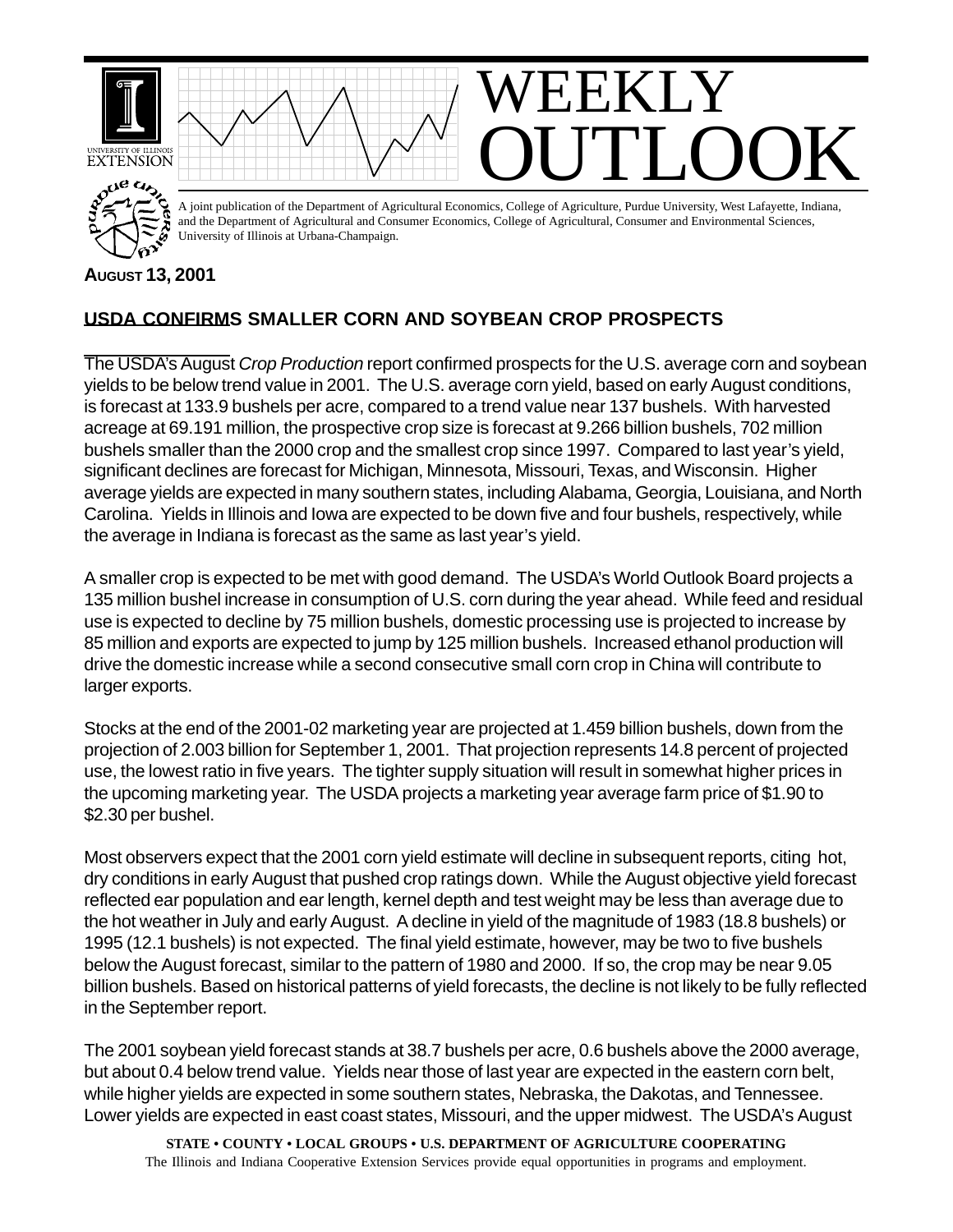# WEEKLY OUTLOOK

A joint publication of the Department of Agricultural Economics, College of Agriculture, Purdue University, West Lafayette, Indiana, and the Department of Agricultural and Consumer Economics, College of Agricultural, Consumer and Environmental Sciences, University of Illinois at Urbana-Champaign.

**AUGUST 13, 2001**

## USDA CONFIRMS SMALLER CORN AND SOYBEAN CROP PROSPECTS

The USDA's August *Crop Production* report confirmed prospects for the U.S. average corn and soybean yields to be below trend value in 2001. The U.S. average corn yield, based on early August conditions, is forecast at 133.9 bushels per acre, compared to a trend value near 137 bushels. With harvested acreage at 69.191 million, the prospective crop size is forecast at 9.266 billion bushels, 702 million bushels smaller than the 2000 crop and the smallest crop since 1997. Compared to last year's yield, significant declines are forecast for Michigan, Minnesota, Missouri, Texas, and Wisconsin. Higher average yields are expected in many southern states, including Alabama, Georgia, Louisiana, and North Carolina. Yields in Illinois and Iowa are expected to be down five and four bushels, respectively, while the average in Indiana is forecast as the same as last year's yield.

A smaller crop is expected to be met with good demand. The USDA's World Outlook Board projects a 135 million bushel increase in consumption of U.S. corn during the year ahead. While feed and residual use is expected to decline by 75 million bushels, domestic processing use is projected to increase by 85 million and exports are expected to jump by 125 million bushels. Increased ethanol production will drive the domestic increase while a second consecutive small corn crop in China will contribute to larger exports.

Stocks at the end of the 2001-02 marketing year are projected at 1.459 billion bushels, down from the projection of 2.003 billion for September 1, 2001. That projection represents 14.8 percent of projected use, the lowest ratio in five years. The tighter supply situation will result in somewhat higher prices in the upcoming marketing year. The USDA projects a marketing year average farm price of $1.90 to $2.30 per bushel.

Most observers expect that the 2001 corn yield estimate will decline in subsequent reports, citing hot, dry conditions in early August that pushed crop ratings down. While the August objective yield forecast reflected ear population and ear length, kernel depth and test weight may be less than average due to the hot weather in July and early August. A decline in yield of the magnitude of 1983 (18.8 bushels) or 1995 (12.1 bushels) is not expected. The final yield estimate, however, may be two to five bushels below the August forecast, similar to the pattern of 1980 and 2000. If so, the crop may be near 9.05 billion bushels. Based on historical patterns of yield forecasts, the decline is not likely to be fully reflected in the September report.

The 2001 soybean yield forecast stands at 38.7 bushels per acre, 0.6 bushels above the 2000 average, but about 0.4 below trend value. Yields near those of last year are expected in the eastern corn belt, while higher yields are expected in some southern states, Nebraska, the Dakotas, and Tennessee. Lower yields are expected in east coast states, Missouri, and the upper midwest. The USDA's August

STATE • COUNTY • LOCAL GROUPS • U.S. DEPARTMENT OF AGRICULTURE COOPERATING
The Illinois and Indiana Cooperative Extension Services provide equal opportunities in programs and employment.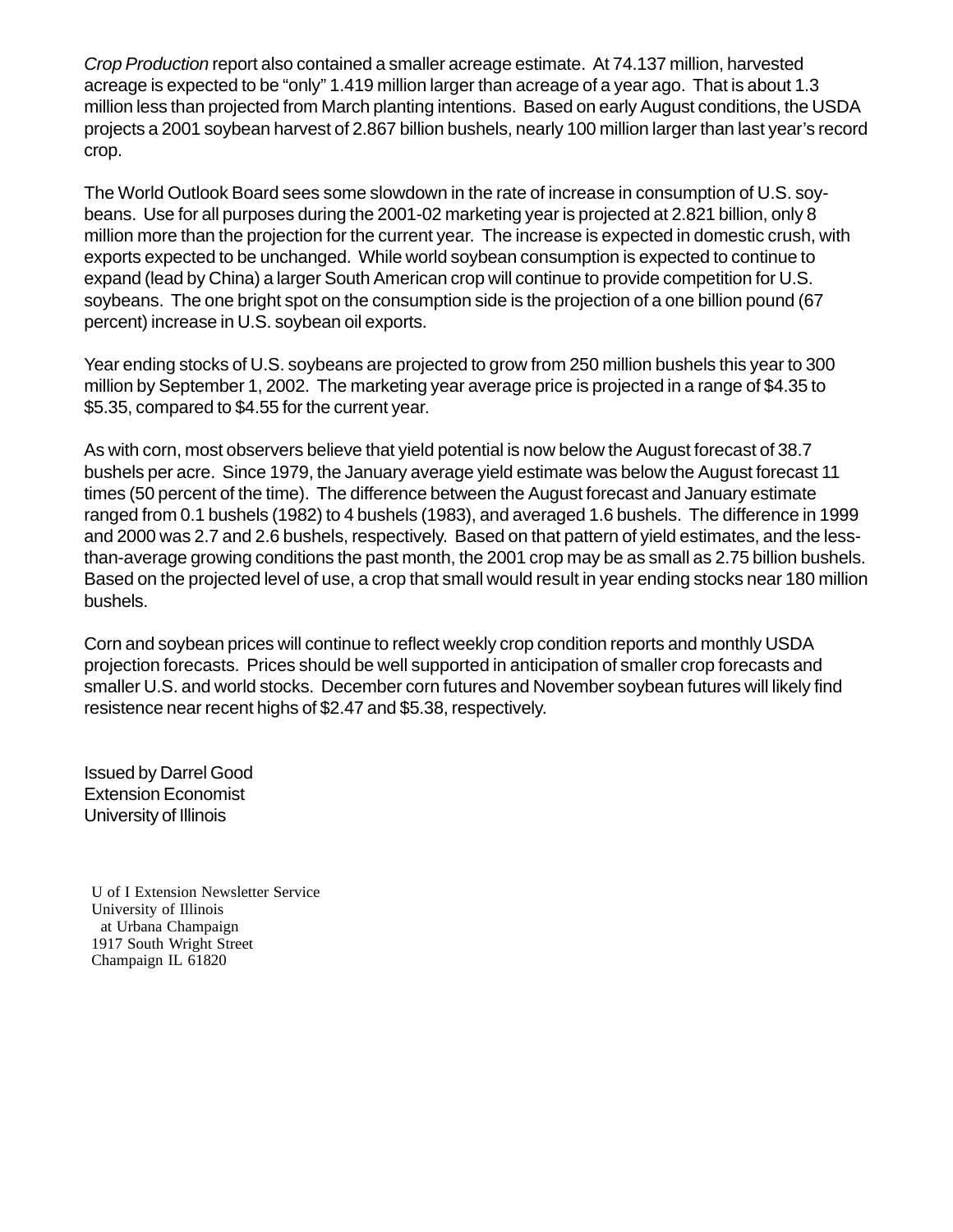*Crop Production* report also contained a smaller acreage estimate. At 74.137 million, harvested acreage is expected to be "only" 1.419 million larger than acreage of a year ago. That is about 1.3 million less than projected from March planting intentions. Based on early August conditions, the USDA projects a 2001 soybean harvest of 2.867 billion bushels, nearly 100 million larger than last year's record crop.

The World Outlook Board sees some slowdown in the rate of increase in consumption of U.S. soybeans. Use for all purposes during the 2001-02 marketing year is projected at 2.821 billion, only 8 million more than the projection for the current year. The increase is expected in domestic crush, with exports expected to be unchanged. While world soybean consumption is expected to continue to expand (lead by China) a larger South American crop will continue to provide competition for U.S. soybeans. The one bright spot on the consumption side is the projection of a one billion pound (67 percent) increase in U.S. soybean oil exports.

Year ending stocks of U.S. soybeans are projected to grow from 250 million bushels this year to 300 million by September 1, 2002. The marketing year average price is projected in a range of $4.35 to $5.35, compared to $4.55 for the current year.

As with corn, most observers believe that yield potential is now below the August forecast of 38.7 bushels per acre. Since 1979, the January average yield estimate was below the August forecast 11 times (50 percent of the time). The difference between the August forecast and January estimate ranged from 0.1 bushels (1982) to 4 bushels (1983), and averaged 1.6 bushels. The difference in 1999 and 2000 was 2.7 and 2.6 bushels, respectively. Based on that pattern of yield estimates, and the less-than-average growing conditions the past month, the 2001 crop may be as small as 2.75 billion bushels. Based on the projected level of use, a crop that small would result in year ending stocks near 180 million bushels.

Corn and soybean prices will continue to reflect weekly crop condition reports and monthly USDA projection forecasts. Prices should be well supported in anticipation of smaller crop forecasts and smaller U.S. and world stocks. December corn futures and November soybean futures will likely find resistence near recent highs of $2.47 and $5.38, respectively.

Issued by Darrel Good
Extension Economist
University of Illinois

U of I Extension Newsletter Service
University of Illinois
at Urbana Champaign
1917 South Wright Street
Champaign IL 61820